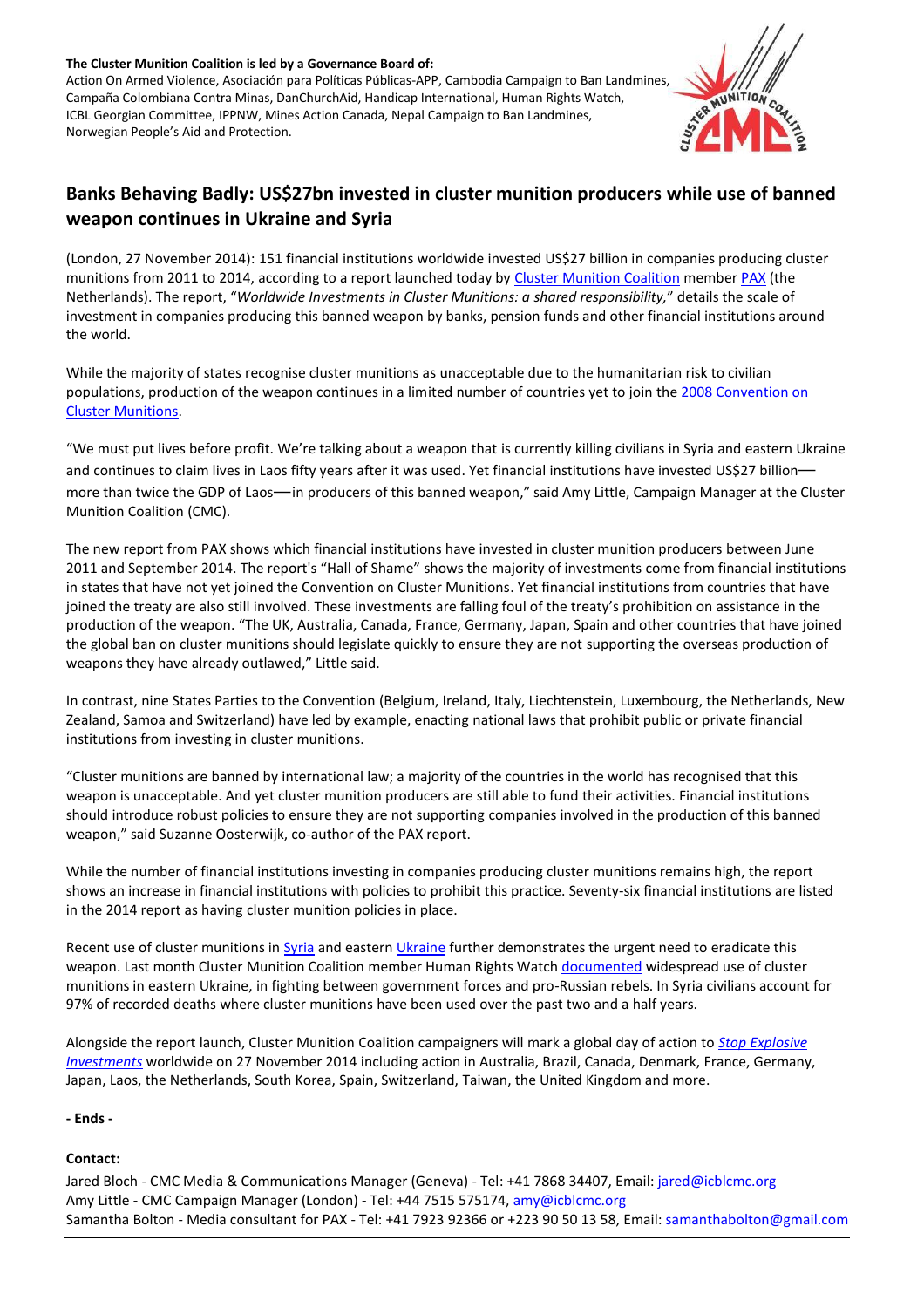**The Cluster Munition Coalition is led by a Governance Board of:**
Action On Armed Violence, Asociación para Políticas Públicas-APP, Cambodia Campaign to Ban Landmines, Campaña Colombiana Contra Minas, DanChurchAid, Handicap International, Human Rights Watch, ICBL Georgian Committee, IPPNW, Mines Action Canada, Nepal Campaign to Ban Landmines, Norwegian People's Aid and Protection.

## Banks Behaving Badly: US$27bn invested in cluster munition producers while use of banned weapon continues in Ukraine and Syria

(London, 27 November 2014): 151 financial institutions worldwide invested US$27 billion in companies producing cluster munitions from 2011 to 2014, according to a report launched today by Cluster Munition Coalition member PAX (the Netherlands). The report, "*Worldwide Investments in Cluster Munitions: a shared responsibility,*" details the scale of investment in companies producing this banned weapon by banks, pension funds and other financial institutions around the world.

While the majority of states recognise cluster munitions as unacceptable due to the humanitarian risk to civilian populations, production of the weapon continues in a limited number of countries yet to join the 2008 Convention on Cluster Munitions.

"We must put lives before profit. We're talking about a weapon that is currently killing civilians in Syria and eastern Ukraine and continues to claim lives in Laos fifty years after it was used. Yet financial institutions have invested US$27 billion— more than twice the GDP of Laos—in producers of this banned weapon," said Amy Little, Campaign Manager at the Cluster Munition Coalition (CMC).

The new report from PAX shows which financial institutions have invested in cluster munition producers between June 2011 and September 2014. The report's "Hall of Shame" shows the majority of investments come from financial institutions in states that have not yet joined the Convention on Cluster Munitions. Yet financial institutions from countries that have joined the treaty are also still involved. These investments are falling foul of the treaty's prohibition on assistance in the production of the weapon. "The UK, Australia, Canada, France, Germany, Japan, Spain and other countries that have joined the global ban on cluster munitions should legislate quickly to ensure they are not supporting the overseas production of weapons they have already outlawed," Little said.

In contrast, nine States Parties to the Convention (Belgium, Ireland, Italy, Liechtenstein, Luxembourg, the Netherlands, New Zealand, Samoa and Switzerland) have led by example, enacting national laws that prohibit public or private financial institutions from investing in cluster munitions.

"Cluster munitions are banned by international law; a majority of the countries in the world has recognised that this weapon is unacceptable. And yet cluster munition producers are still able to fund their activities. Financial institutions should introduce robust policies to ensure they are not supporting companies involved in the production of this banned weapon," said Suzanne Oosterwijk, co-author of the PAX report.

While the number of financial institutions investing in companies producing cluster munitions remains high, the report shows an increase in financial institutions with policies to prohibit this practice. Seventy-six financial institutions are listed in the 2014 report as having cluster munition policies in place.

Recent use of cluster munitions in Syria and eastern Ukraine further demonstrates the urgent need to eradicate this weapon. Last month Cluster Munition Coalition member Human Rights Watch documented widespread use of cluster munitions in eastern Ukraine, in fighting between government forces and pro-Russian rebels. In Syria civilians account for 97% of recorded deaths where cluster munitions have been used over the past two and a half years.

Alongside the report launch, Cluster Munition Coalition campaigners will mark a global day of action to ***Stop Explosive Investments*** worldwide on 27 November 2014 including action in Australia, Brazil, Canada, Denmark, France, Germany, Japan, Laos, the Netherlands, South Korea, Spain, Switzerland, Taiwan, the United Kingdom and more.

**- Ends -**

**Contact:**
Jared Bloch - CMC Media & Communications Manager (Geneva) - Tel: +41 7868 34407, Email: jared@icblcmc.org
Amy Little - CMC Campaign Manager (London) - Tel: +44 7515 575174, amy@icblcmc.org
Samantha Bolton - Media consultant for PAX - Tel: +41 7923 92366 or +223 90 50 13 58, Email: samanthabolton@gmail.com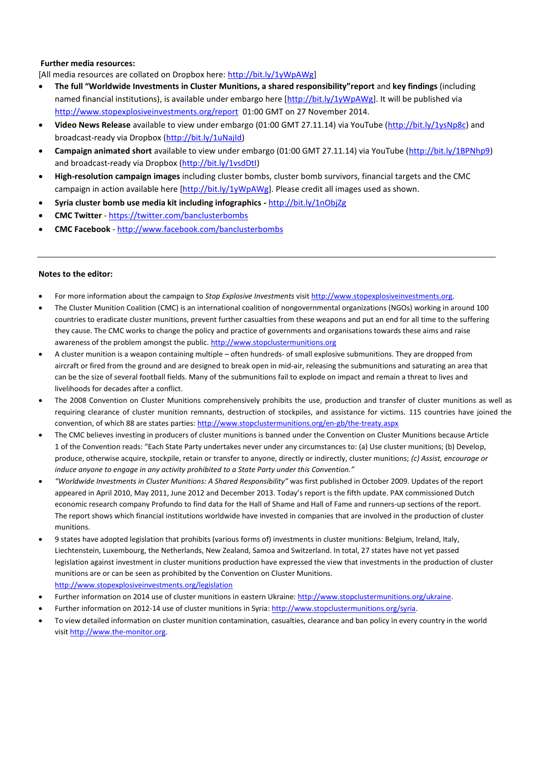**Further media resources:**

[All media resources are collated on Dropbox here: http://bit.ly/1yWpAWg]

- **The full "Worldwide Investments in Cluster Munitions, a shared responsibility"report** and **key findings** (including named financial institutions), is available under embargo here [http://bit.ly/1yWpAWg]. It will be published via http://www.stopexplosiveinvestments.org/report 01:00 GMT on 27 November 2014.
- **Video News Release** available to view under embargo (01:00 GMT 27.11.14) via YouTube (http://bit.ly/1ysNp8c) and broadcast-ready via Dropbox (http://bit.ly/1uNajId)
- **Campaign animated short** available to view under embargo (01:00 GMT 27.11.14) via YouTube (http://bit.ly/1BPNhp9) and broadcast-ready via Dropbox (http://bit.ly/1vsdDtI)
- **High-resolution campaign images** including cluster bombs, cluster bomb survivors, financial targets and the CMC campaign in action available here [http://bit.ly/1yWpAWg]. Please credit all images used as shown.
- **Syria cluster bomb use media kit including infographics -** http://bit.ly/1nObjZg
- **CMC Twitter** - https://twitter.com/banclusterbombs
- **CMC Facebook** - http://www.facebook.com/banclusterbombs

---

**Notes to the editor:**

- For more information about the campaign to *Stop Explosive Investments* visit http://www.stopexplosiveinvestments.org.
- The Cluster Munition Coalition (CMC) is an international coalition of nongovernmental organizations (NGOs) working in around 100 countries to eradicate cluster munitions, prevent further casualties from these weapons and put an end for all time to the suffering they cause. The CMC works to change the policy and practice of governments and organisations towards these aims and raise awareness of the problem amongst the public. http://www.stopclustermunitions.org
- A cluster munition is a weapon containing multiple – often hundreds- of small explosive submunitions. They are dropped from aircraft or fired from the ground and are designed to break open in mid-air, releasing the submunitions and saturating an area that can be the size of several football fields. Many of the submunitions fail to explode on impact and remain a threat to lives and livelihoods for decades after a conflict.
- The 2008 Convention on Cluster Munitions comprehensively prohibits the use, production and transfer of cluster munitions as well as requiring clearance of cluster munition remnants, destruction of stockpiles, and assistance for victims. 115 countries have joined the convention, of which 88 are states parties: http://www.stopclustermunitions.org/en-gb/the-treaty.aspx
- The CMC believes investing in producers of cluster munitions is banned under the Convention on Cluster Munitions because Article 1 of the Convention reads: "Each State Party undertakes never under any circumstances to: (a) Use cluster munitions; (b) Develop, produce, otherwise acquire, stockpile, retain or transfer to anyone, directly or indirectly, cluster munitions; *(c) Assist, encourage or induce anyone to engage in any activity prohibited to a State Party under this Convention."*
- *"Worldwide Investments in Cluster Munitions: A Shared Responsibility"* was first published in October 2009. Updates of the report appeared in April 2010, May 2011, June 2012 and December 2013. Today's report is the fifth update. PAX commissioned Dutch economic research company Profundo to find data for the Hall of Shame and Hall of Fame and runners-up sections of the report. The report shows which financial institutions worldwide have invested in companies that are involved in the production of cluster munitions.
- 9 states have adopted legislation that prohibits (various forms of) investments in cluster munitions: Belgium, Ireland, Italy, Liechtenstein, Luxembourg, the Netherlands, New Zealand, Samoa and Switzerland. In total, 27 states have not yet passed legislation against investment in cluster munitions production have expressed the view that investments in the production of cluster munitions are or can be seen as prohibited by the Convention on Cluster Munitions. http://www.stopexplosiveinvestments.org/legislation
- Further information on 2014 use of cluster munitions in eastern Ukraine: http://www.stopclustermunitions.org/ukraine.
- Further information on 2012-14 use of cluster munitions in Syria: http://www.stopclustermunitions.org/syria.
- To view detailed information on cluster munition contamination, casualties, clearance and ban policy in every country in the world visit http://www.the-monitor.org.